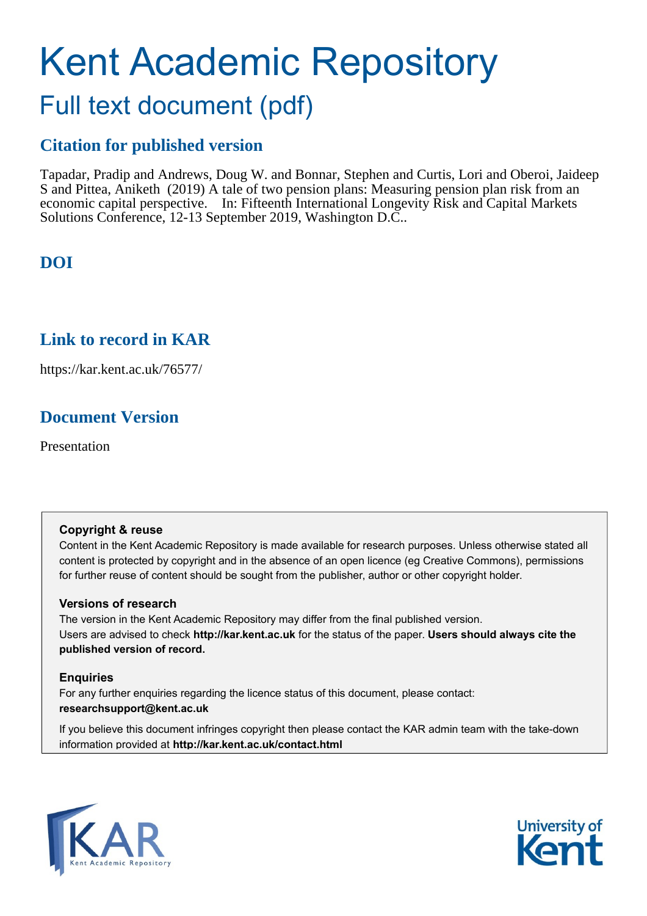# Kent Academic Repository

## Full text document (pdf)

## Citation for published version

Tapadar, Pradip and Andrews, Doug W. and Bonnar, Stephen and Curtis, Lori and Oberoi, Jaideep S and Pittea, Aniketh (2019) A tale of two pension plans: Measuring pension plan risk from an economic capital perspective. In: Fifteenth International Longevity Risk and Capital Markets Solutions Conference, 12-13 September 2019, Washington D.C..

## DOI

## Link to record in KAR

https://kar.kent.ac.uk/76577/

## Document Version

Presentation

### Copyright & reuse

Content in the Kent Academic Repository is made available for research purposes. Unless otherwise stated all content is protected by copyright and in the absence of an open licence (eg Creative Commons), permissions for further reuse of content should be sought from the publisher, author or other copyright holder.

### Versions of research

The version in the Kent Academic Repository may differ from the final published version. Users are advised to check **http://kar.kent.ac.uk** for the status of the paper. **Users should always cite the published version of record.**

### Enquiries

For any further enquiries regarding the licence status of this document, please contact: **researchsupport@kent.ac.uk**

If you believe this document infringes copyright then please contact the KAR admin team with the take-down information provided at **http://kar.kent.ac.uk/contact.html**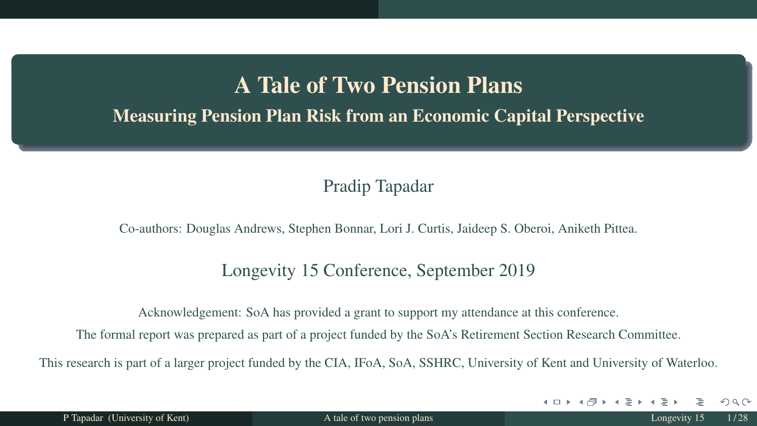# A Tale of Two Pension Plans

## Measuring Pension Plan Risk from an Economic Capital Perspective

Pradip Tapadar

Co-authors: Douglas Andrews, Stephen Bonnar, Lori J. Curtis, Jaideep S. Oberoi, Aniketh Pittea.

Longevity 15 Conference, September 2019

Acknowledgement: SoA has provided a grant to support my attendance at this conference.

The formal report was prepared as part of a project funded by the SoA's Retirement Section Research Committee.

This research is part of a larger project funded by the CIA, IFoA, SoA, SSHRC, University of Kent and University of Waterloo.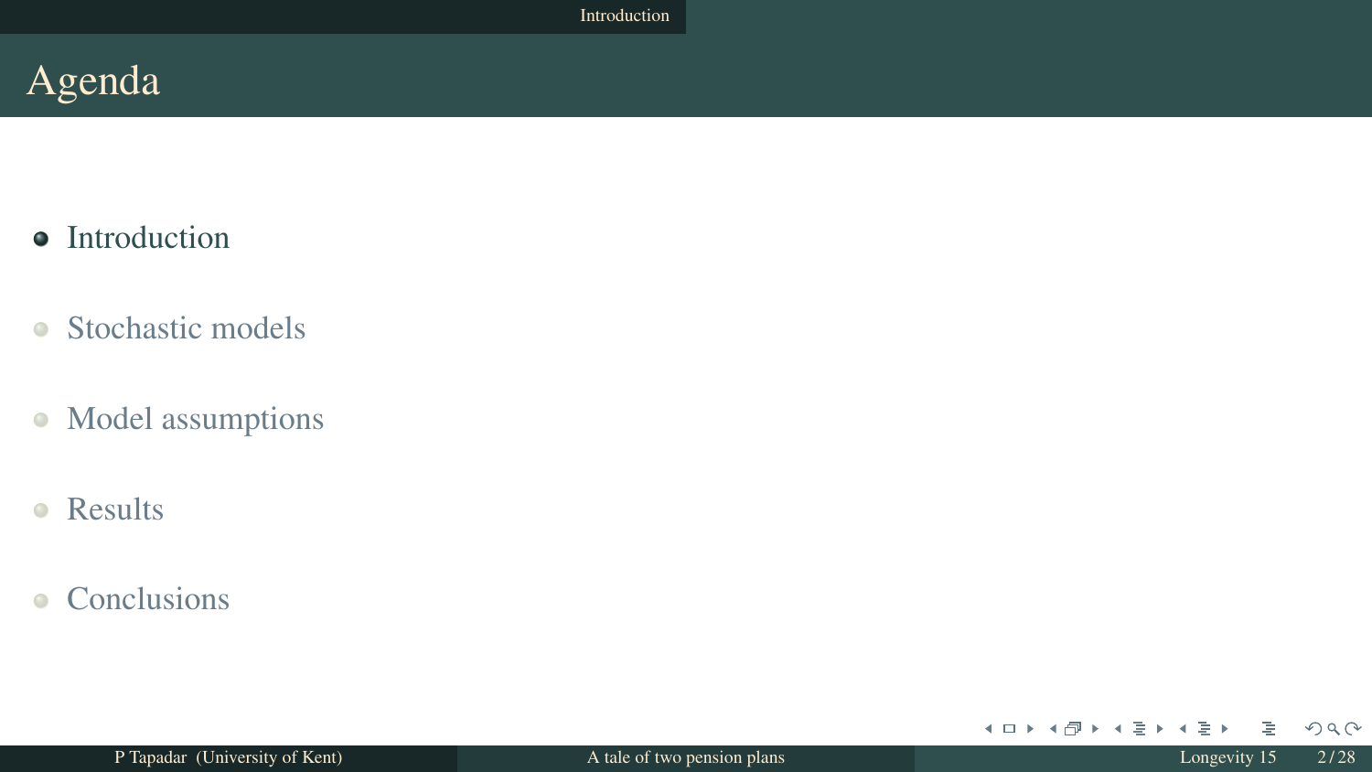# Agenda

- Introduction
- Stochastic models
- Model assumptions
- Results
- Conclusions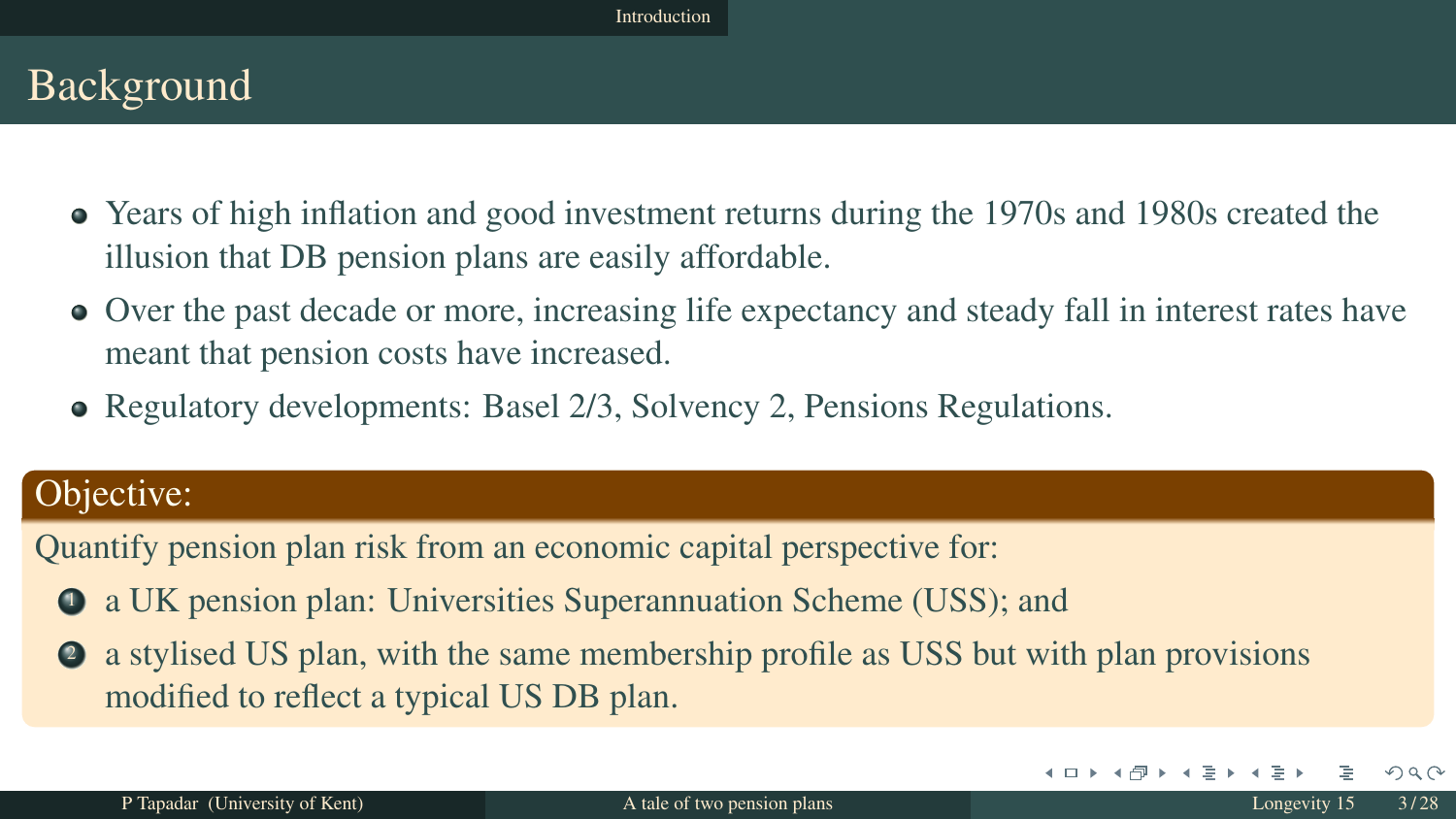## Background

- Years of high inflation and good investment returns during the 1970s and 1980s created the illusion that DB pension plans are easily affordable.
- Over the past decade or more, increasing life expectancy and steady fall in interest rates have meant that pension costs have increased.
- Regulatory developments: Basel 2/3, Solvency 2, Pensions Regulations.

**Objective:**

Quantify pension plan risk from an economic capital perspective for:

1. a UK pension plan: Universities Superannuation Scheme (USS); and
2. a stylised US plan, with the same membership profile as USS but with plan provisions modified to reflect a typical US DB plan.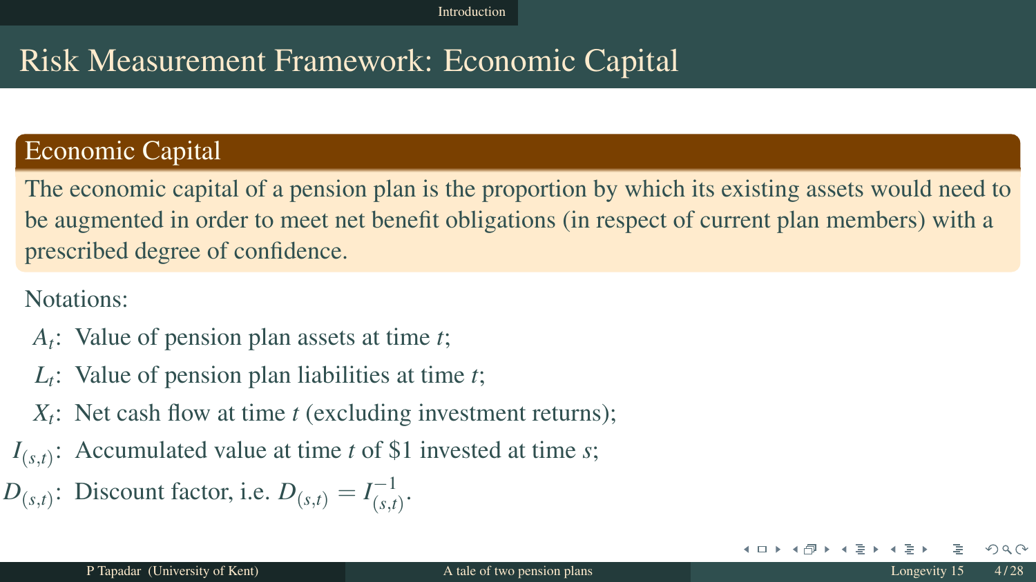# Risk Measurement Framework: Economic Capital

## Economic Capital

The economic capital of a pension plan is the proportion by which its existing assets would need to be augmented in order to meet net benefit obligations (in respect of current plan members) with a prescribed degree of confidence.

Notations:

- $A_t$: Value of pension plan assets at time $t$;
- $L_t$: Value of pension plan liabilities at time $t$;
- $X_t$: Net cash flow at time $t$ (excluding investment returns);
- $I_{(s,t)}$: Accumulated value at time $t$ of \$1 invested at time $s$;
- $D_{(s,t)}$: Discount factor, i.e. $D_{(s,t)} = I^{-1}_{(s,t)}$.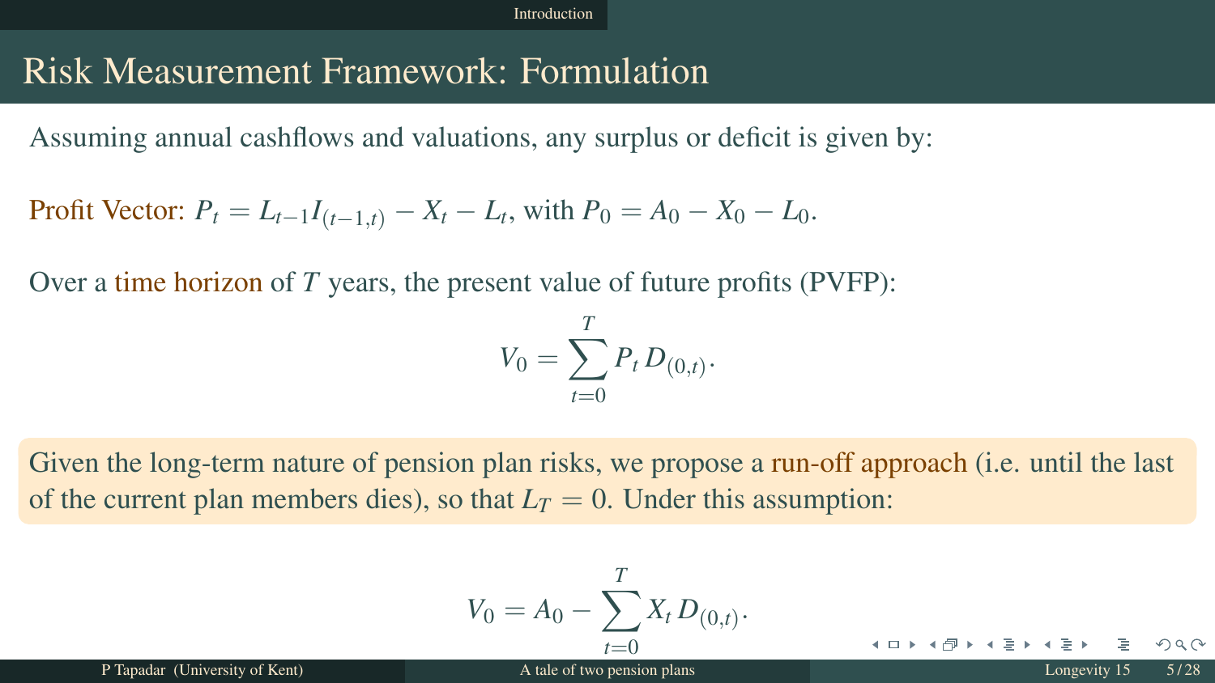# Risk Measurement Framework: Formulation

Assuming annual cashflows and valuations, any surplus or deficit is given by:

Profit Vector: $P_t = L_{t-1} I_{(t-1,t)} - X_t - L_t$, with $P_0 = A_0 - X_0 - L_0$.

Over a time horizon of $T$ years, the present value of future profits (PVFP):

$$V_0 = \sum_{t=0}^{T} P_t \, D_{(0,t)}.$$

Given the long-term nature of pension plan risks, we propose a run-off approach (i.e. until the last of the current plan members dies), so that $L_T = 0$. Under this assumption:

$$V_0 = A_0 - \sum_{t=0}^{T} X_t \, D_{(0,t)}.$$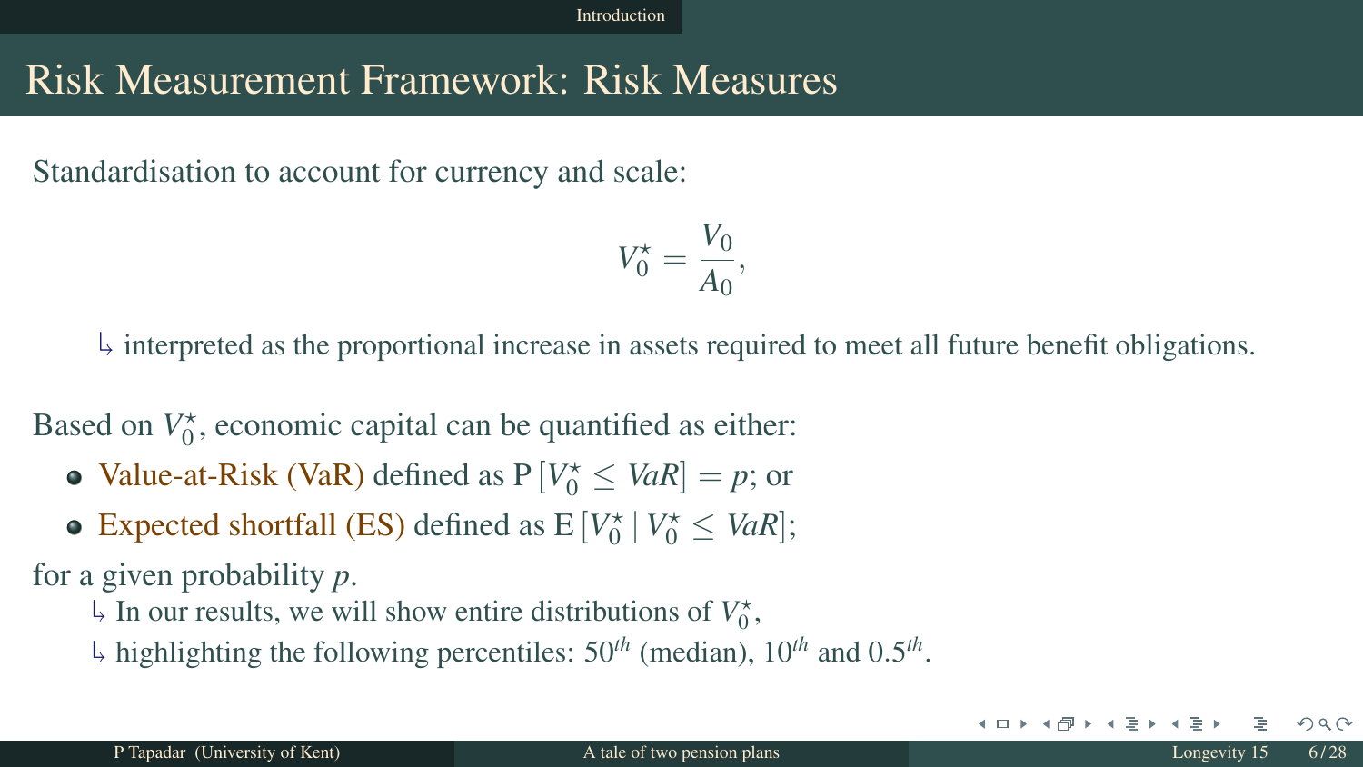# Risk Measurement Framework: Risk Measures

Standardisation to account for currency and scale:

$$V_0^\star = \frac{V_0}{A_0},$$

↳ interpreted as the proportional increase in assets required to meet all future benefit obligations.

Based on $V_0^\star$, economic capital can be quantified as either:

- Value-at-Risk (VaR) defined as $\mathrm{P}\left[V_0^\star \leq VaR\right] = p$; or
- Expected shortfall (ES) defined as $\mathrm{E}\left[V_0^\star \mid V_0^\star \leq VaR\right]$;

for a given probability $p$.

↳ In our results, we will show entire distributions of $V_0^\star$,

↳ highlighting the following percentiles: $50^{th}$ (median), $10^{th}$ and $0.5^{th}$.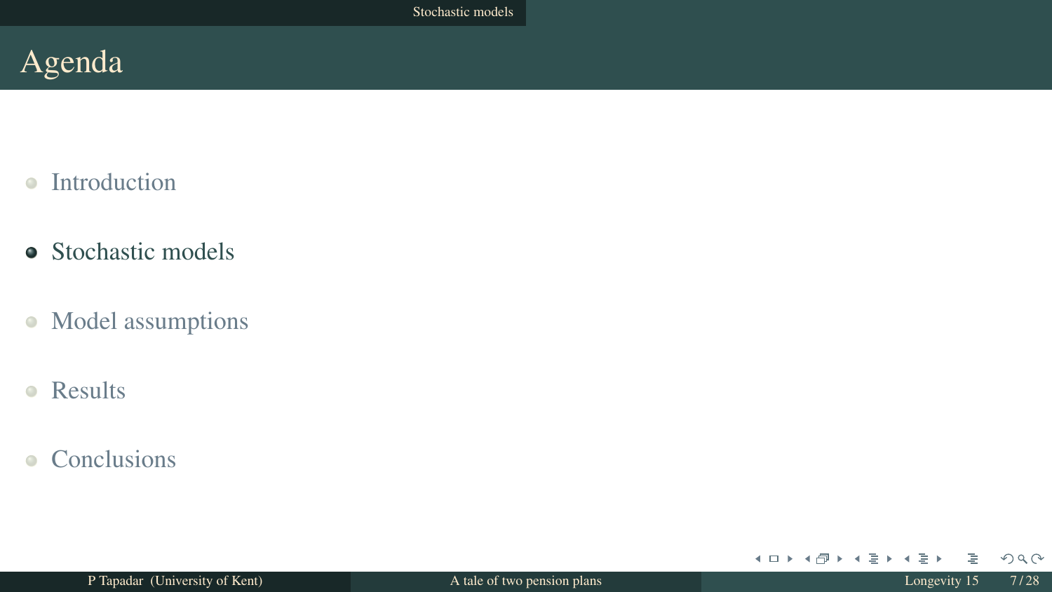# Agenda

- Introduction
- **Stochastic models**
- Model assumptions
- Results
- Conclusions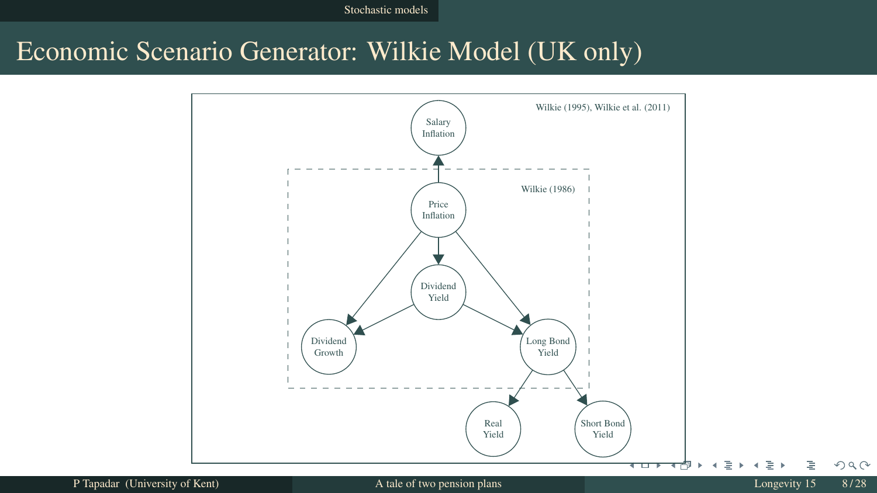# Economic Scenario Generator: Wilkie Model (UK only)

Wilkie (1995), Wilkie et al. (2011)

Salary Inflation

Wilkie (1986)

Price Inflation

Dividend Yield

Dividend Growth

Long Bond Yield

Real Yield

Short Bond Yield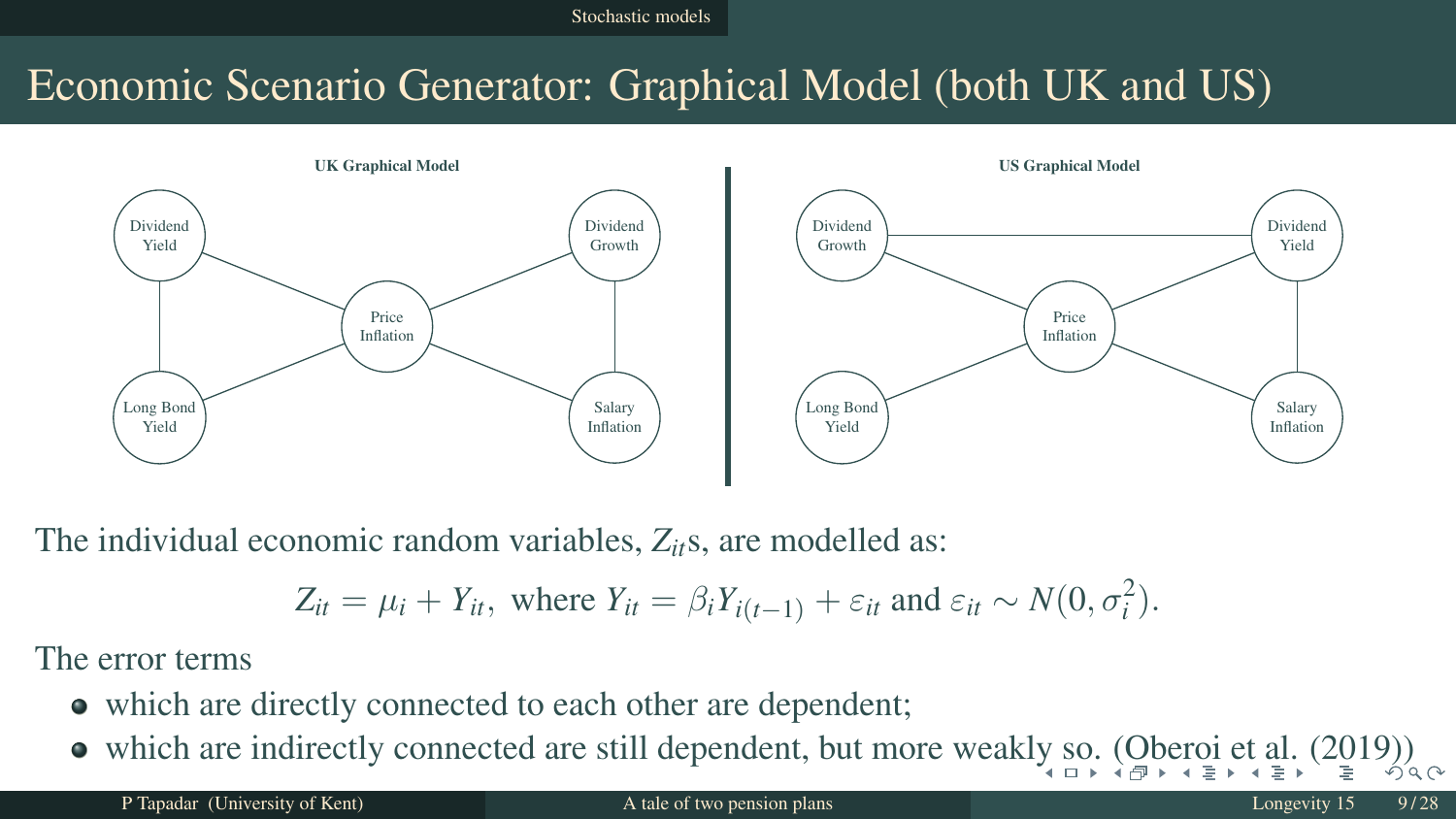# Economic Scenario Generator: Graphical Model (both UK and US)

**UK Graphical Model**

Dividend Yield — Price Inflation — Dividend Growth

Long Bond Yield — Price Inflation — Salary Inflation

Dividend Yield — Long Bond Yield; Dividend Growth — Salary Inflation

**US Graphical Model**

Dividend Growth — Dividend Yield

Dividend Growth — Price Inflation — Dividend Yield

Long Bond Yield — Price Inflation — Salary Inflation

Dividend Yield — Salary Inflation

The individual economic random variables, $Z_{it}$s, are modelled as:

$$Z_{it} = \mu_i + Y_{it}, \text{ where } Y_{it} = \beta_i Y_{i(t-1)} + \varepsilon_{it} \text{ and } \varepsilon_{it} \sim N(0, \sigma_i^2).$$

The error terms

- which are directly connected to each other are dependent;
- which are indirectly connected are still dependent, but more weakly so. (Oberoi et al. (2019))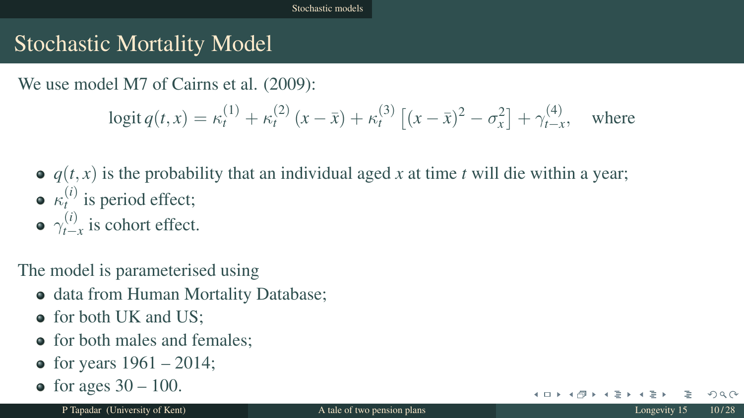## Stochastic Mortality Model

We use model M7 of Cairns et al. (2009):

$$\operatorname{logit} q(t,x) = \kappa_t^{(1)} + \kappa_t^{(2)}(x - \bar{x}) + \kappa_t^{(3)}\left[(x - \bar{x})^2 - \sigma_x^2\right] + \gamma_{t-x}^{(4)}, \quad \text{where}$$

- $q(t,x)$ is the probability that an individual aged $x$ at time $t$ will die within a year;
- $\kappa_t^{(i)}$ is period effect;
- $\gamma_{t-x}^{(i)}$ is cohort effect.

The model is parameterised using

- data from Human Mortality Database;
- for both UK and US;
- for both males and females;
- for years 1961 – 2014;
- for ages 30 – 100.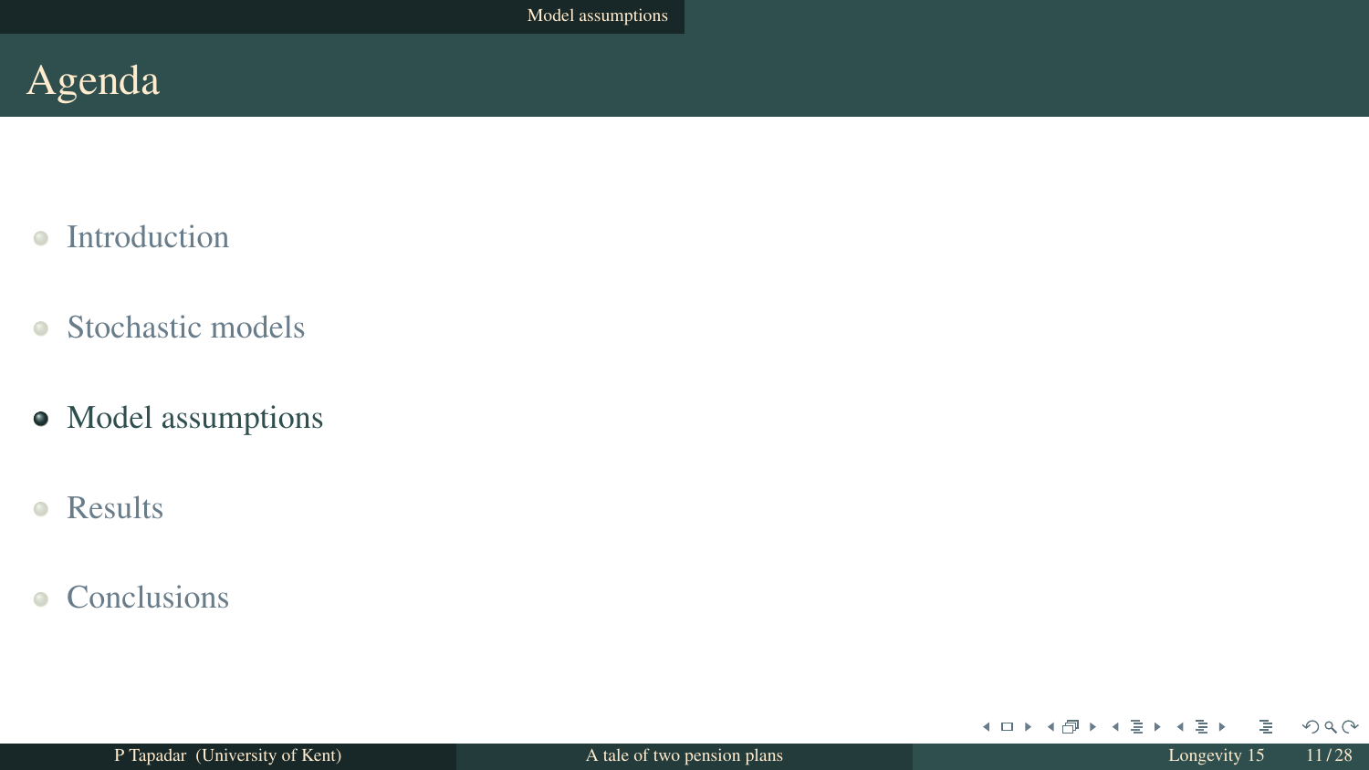# Agenda

- Introduction
- Stochastic models
- **Model assumptions**
- Results
- Conclusions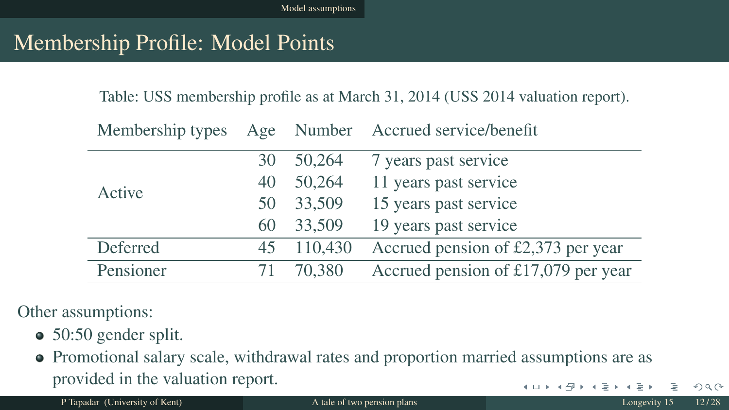# Membership Profile: Model Points

Table: USS membership profile as at March 31, 2014 (USS 2014 valuation report).

| Membership types | Age | Number | Accrued service/benefit |
|---|---|---|---|
| Active | 30 | 50,264 | 7 years past service |
| | 40 | 50,264 | 11 years past service |
| | 50 | 33,509 | 15 years past service |
| | 60 | 33,509 | 19 years past service |
| Deferred | 45 | 110,430 | Accrued pension of £2,373 per year |
| Pensioner | 71 | 70,380 | Accrued pension of £17,079 per year |

Other assumptions:

- 50:50 gender split.
- Promotional salary scale, withdrawal rates and proportion married assumptions are as provided in the valuation report.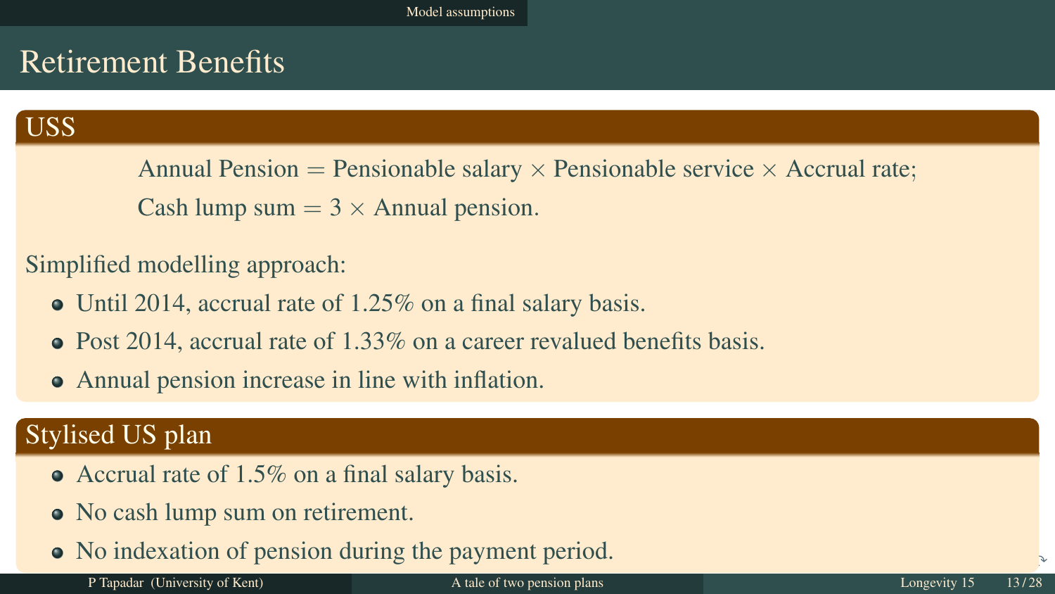# Retirement Benefits

## USS

$$\text{Annual Pension} = \text{Pensionable salary} \times \text{Pensionable service} \times \text{Accrual rate};$$

$$\text{Cash lump sum} = 3 \times \text{Annual pension}.$$

Simplified modelling approach:

- Until 2014, accrual rate of 1.25% on a final salary basis.
- Post 2014, accrual rate of 1.33% on a career revalued benefits basis.
- Annual pension increase in line with inflation.

## Stylised US plan

- Accrual rate of 1.5% on a final salary basis.
- No cash lump sum on retirement.
- No indexation of pension during the payment period.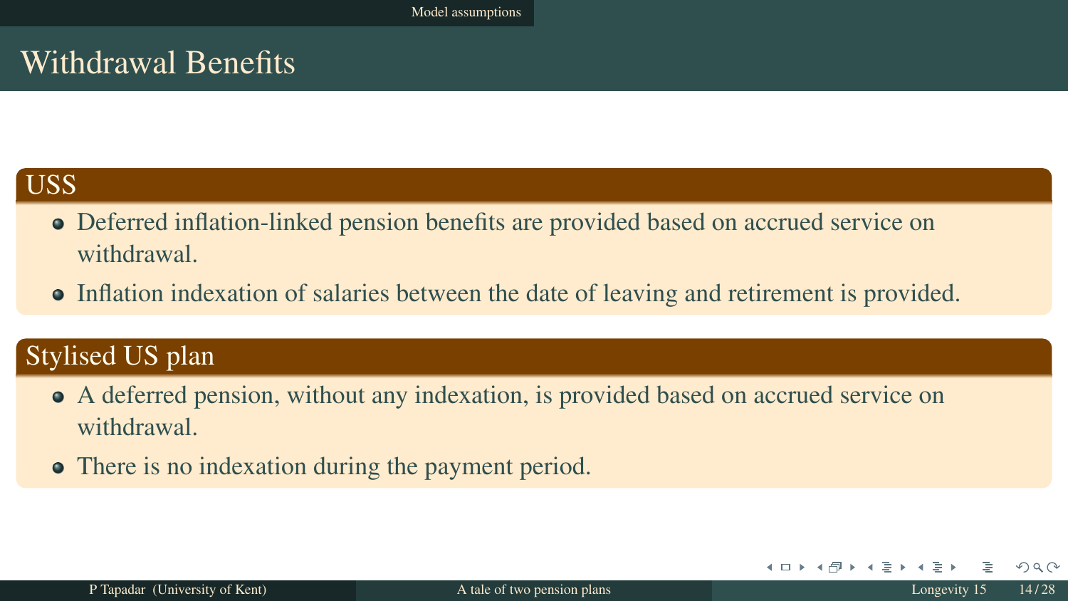# Withdrawal Benefits

### USS

- Deferred inflation-linked pension benefits are provided based on accrued service on withdrawal.
- Inflation indexation of salaries between the date of leaving and retirement is provided.

### Stylised US plan

- A deferred pension, without any indexation, is provided based on accrued service on withdrawal.
- There is no indexation during the payment period.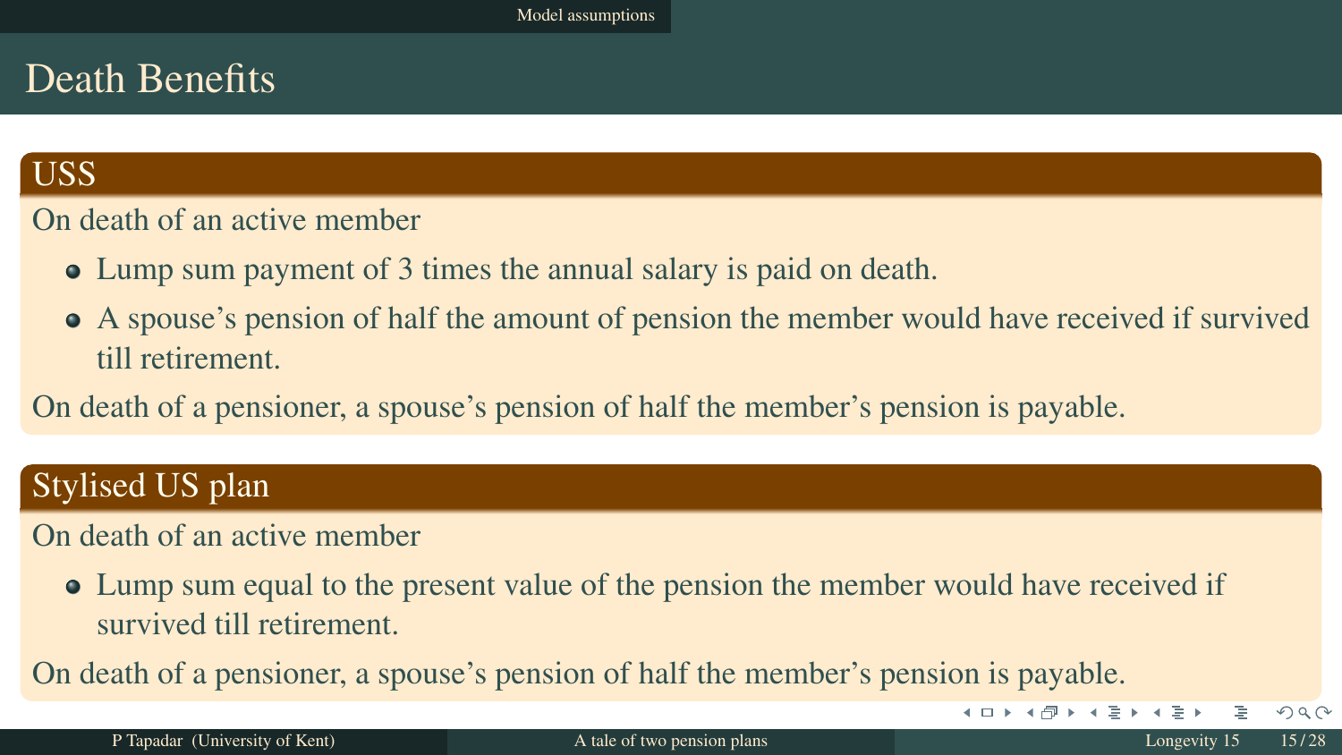# Death Benefits

## USS

On death of an active member

- Lump sum payment of 3 times the annual salary is paid on death.
- A spouse's pension of half the amount of pension the member would have received if survived till retirement.

On death of a pensioner, a spouse's pension of half the member's pension is payable.

## Stylised US plan

On death of an active member

- Lump sum equal to the present value of the pension the member would have received if survived till retirement.

On death of a pensioner, a spouse's pension of half the member's pension is payable.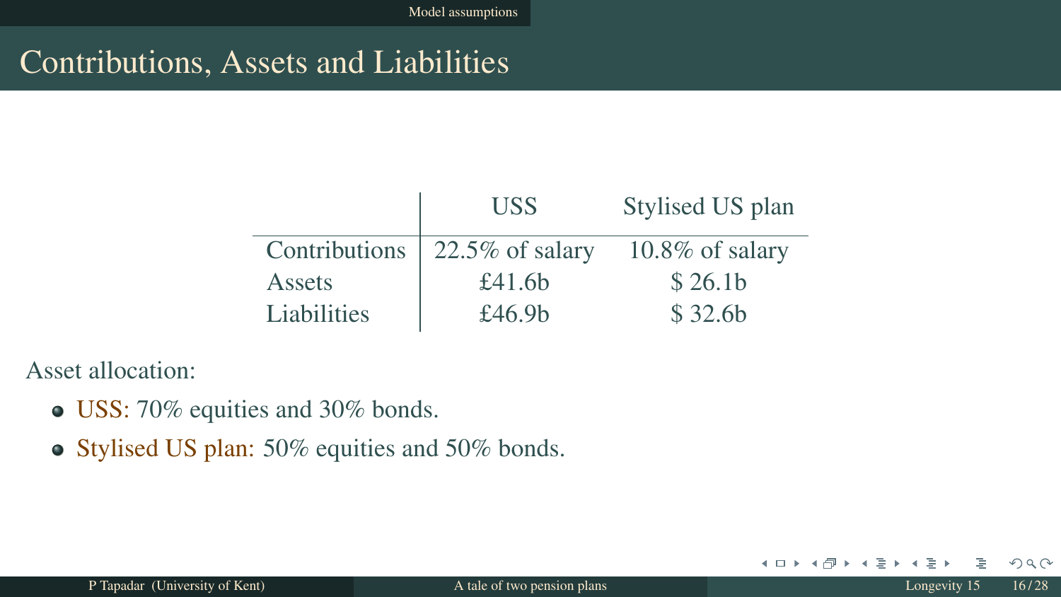# Contributions, Assets and Liabilities

| | USS | Stylised US plan |
|---|---|---|
| Contributions | 22.5% of salary | 10.8% of salary |
| Assets | £41.6b | $ 26.1b |
| Liabilities | £46.9b | $ 32.6b |

Asset allocation:

- USS: 70% equities and 30% bonds.
- Stylised US plan: 50% equities and 50% bonds.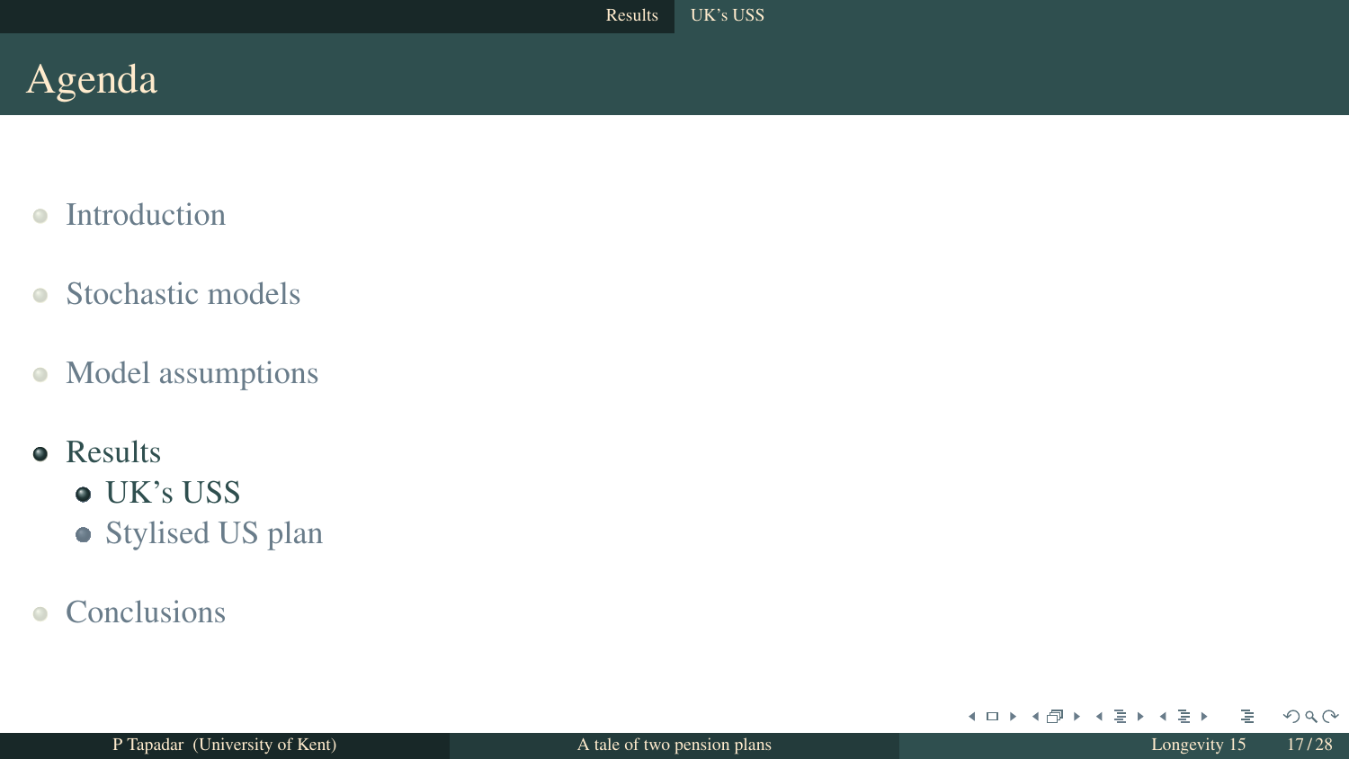# Agenda

- Introduction
- Stochastic models
- Model assumptions
- Results
  - UK's USS
  - Stylised US plan
- Conclusions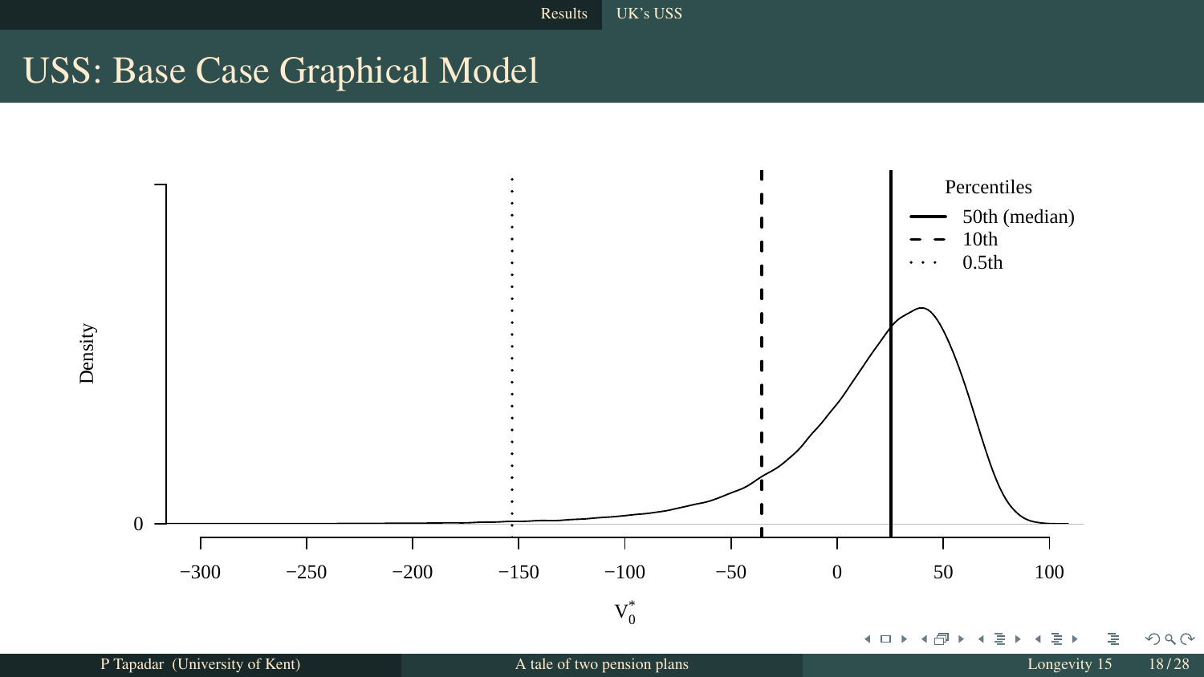# USS: Base Case Graphical Model

Percentiles

- 50th (median)
- 10th
- 0.5th

Density

$V_0^*$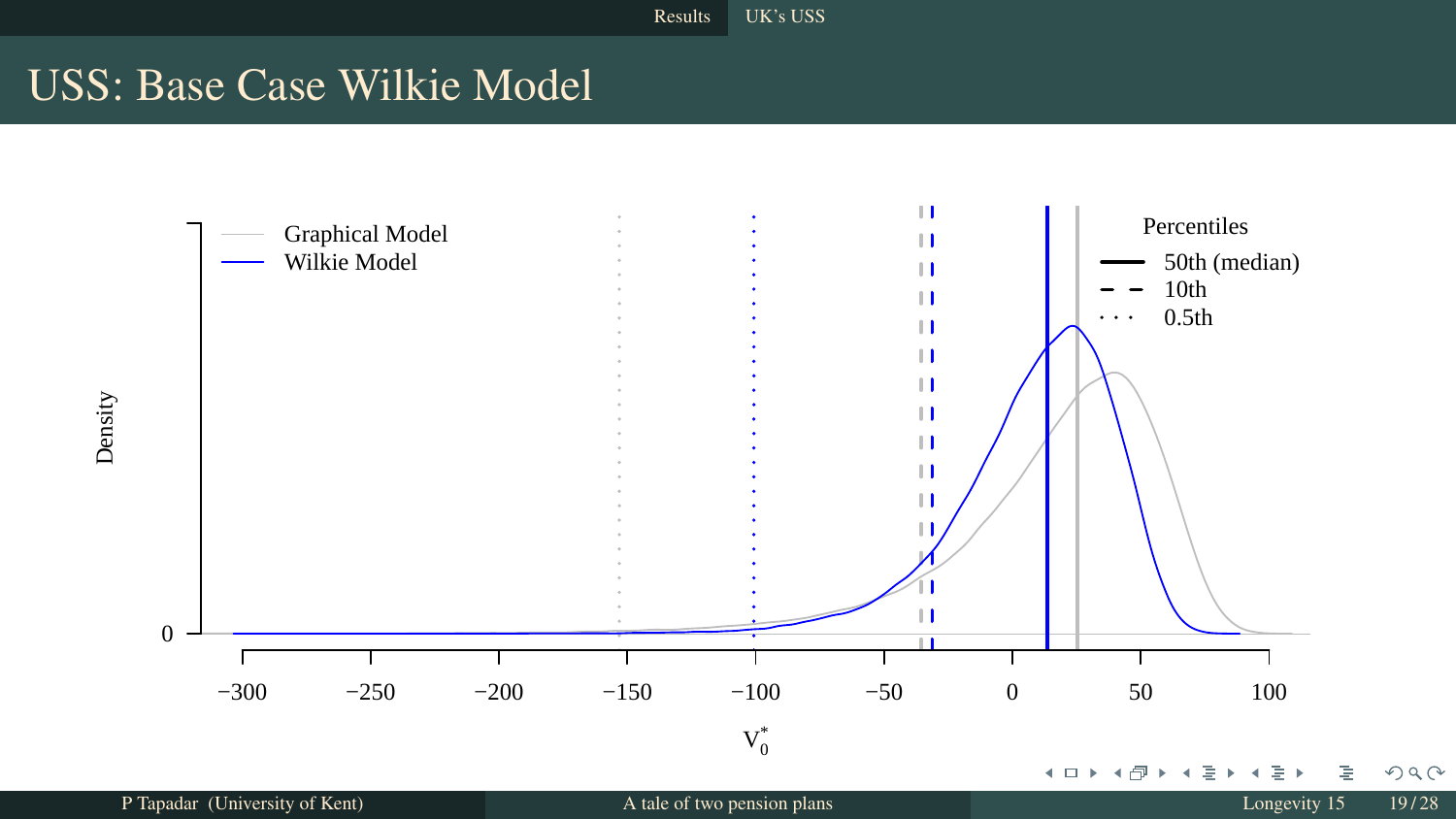# USS: Base Case Wilkie Model

Graphical Model
Wilkie Model

Percentiles
50th (median)
10th
0.5th

Density

0

−300 −250 −200 −150 −100 −50 0 50 100

$V_0^*$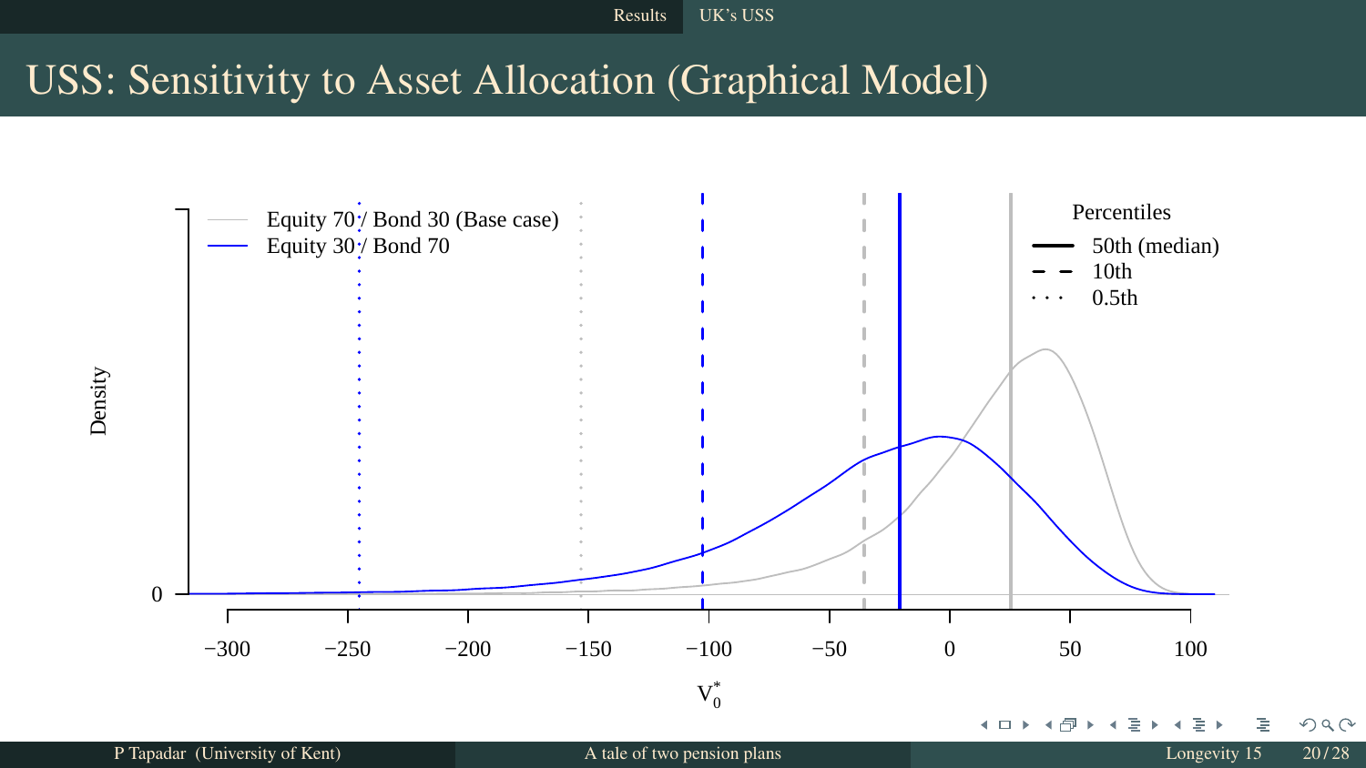# USS: Sensitivity to Asset Allocation (Graphical Model)

Equity 70 / Bond 30 (Base case)

Equity 30 / Bond 70

Percentiles

50th (median)

10th

0.5th

Density

$V_0^*$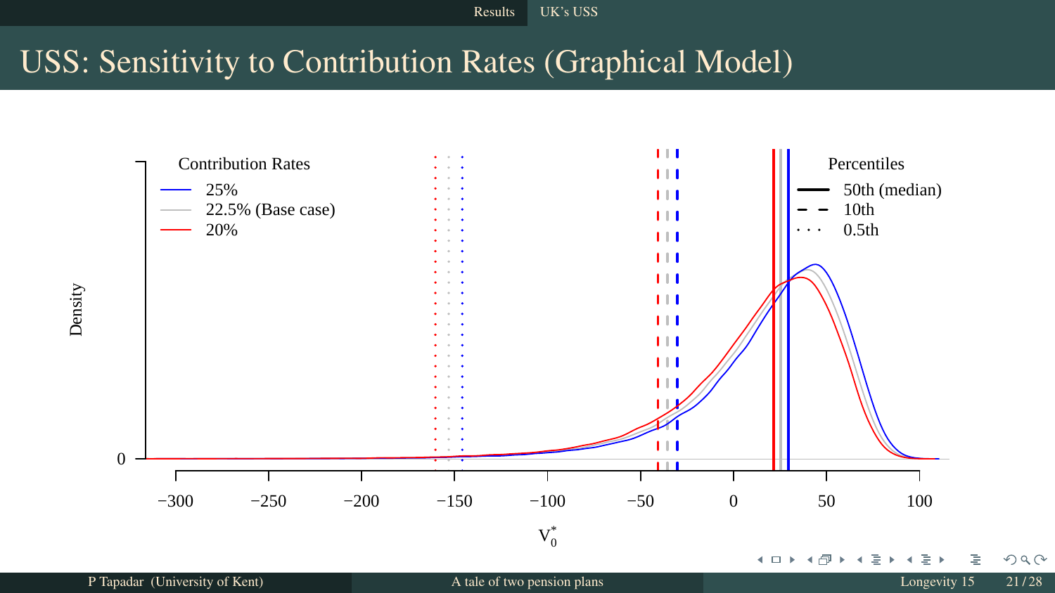# USS: Sensitivity to Contribution Rates (Graphical Model)

Contribution Rates

- 25%
- 22.5% (Base case)
- 20%

Percentiles

- 50th (median)
- 10th
- 0.5th

Density

0

−300 −250 −200 −150 −100 −50 0 50 100

$V_0^*$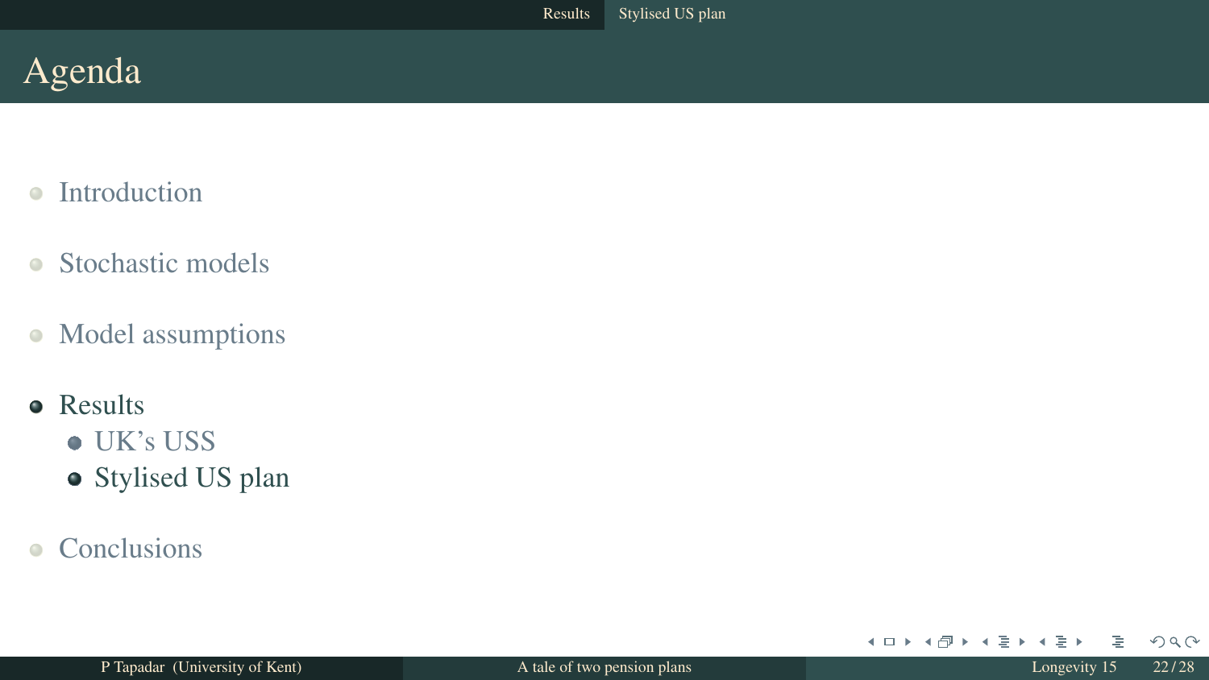# Agenda

- Introduction
- Stochastic models
- Model assumptions
- Results
  - UK's USS
  - Stylised US plan
- Conclusions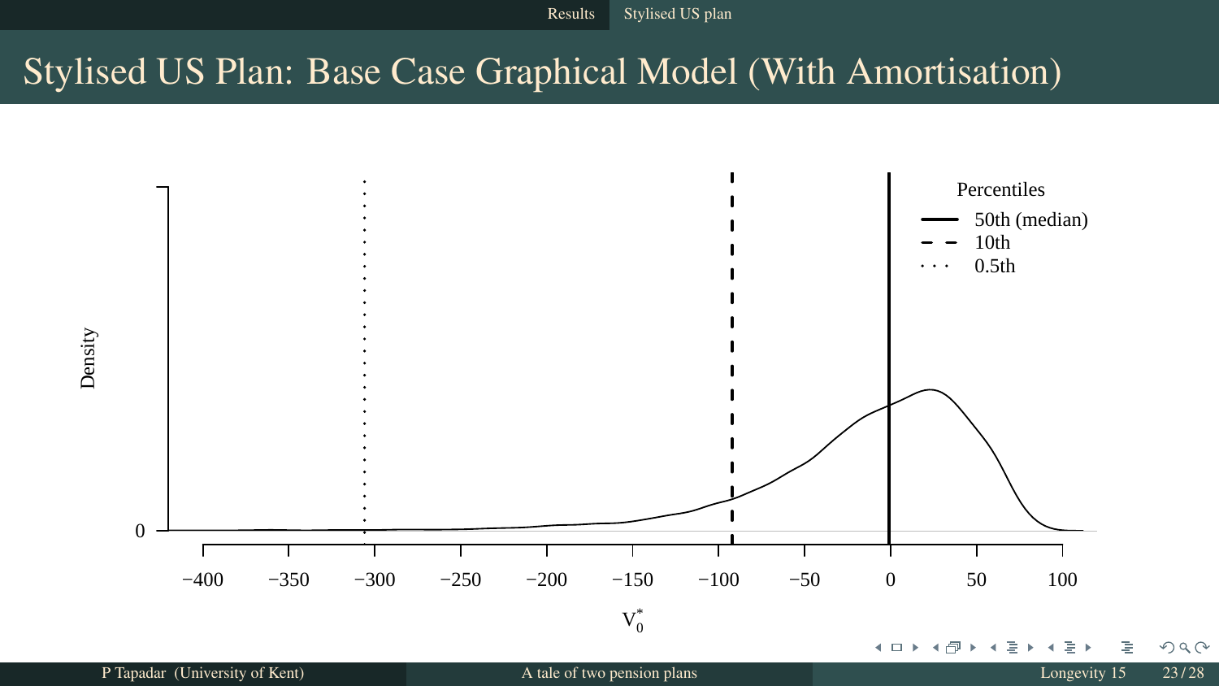# Stylised US Plan: Base Case Graphical Model (With Amortisation)

Percentiles

- 50th (median)
- 10th
- 0.5th

Density

0

−400 −350 −300 −250 −200 −150 −100 −50 0 50 100

$V_0^*$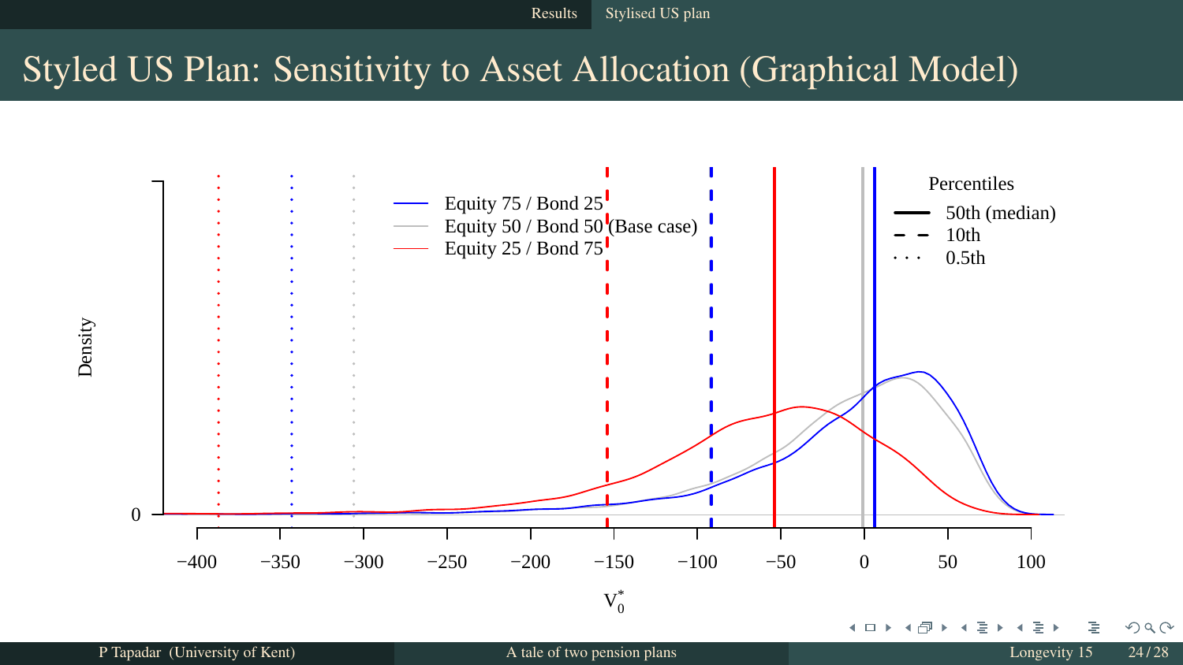# Styled US Plan: Sensitivity to Asset Allocation (Graphical Model)

Equity 75 / Bond 25
Equity 50 / Bond 50 (Base case)
Equity 25 / Bond 75

Percentiles
50th (median)
10th
0.5th

Density

0

−400 −350 −300 −250 −200 −150 −100 −50 0 50 100

$V_0^*$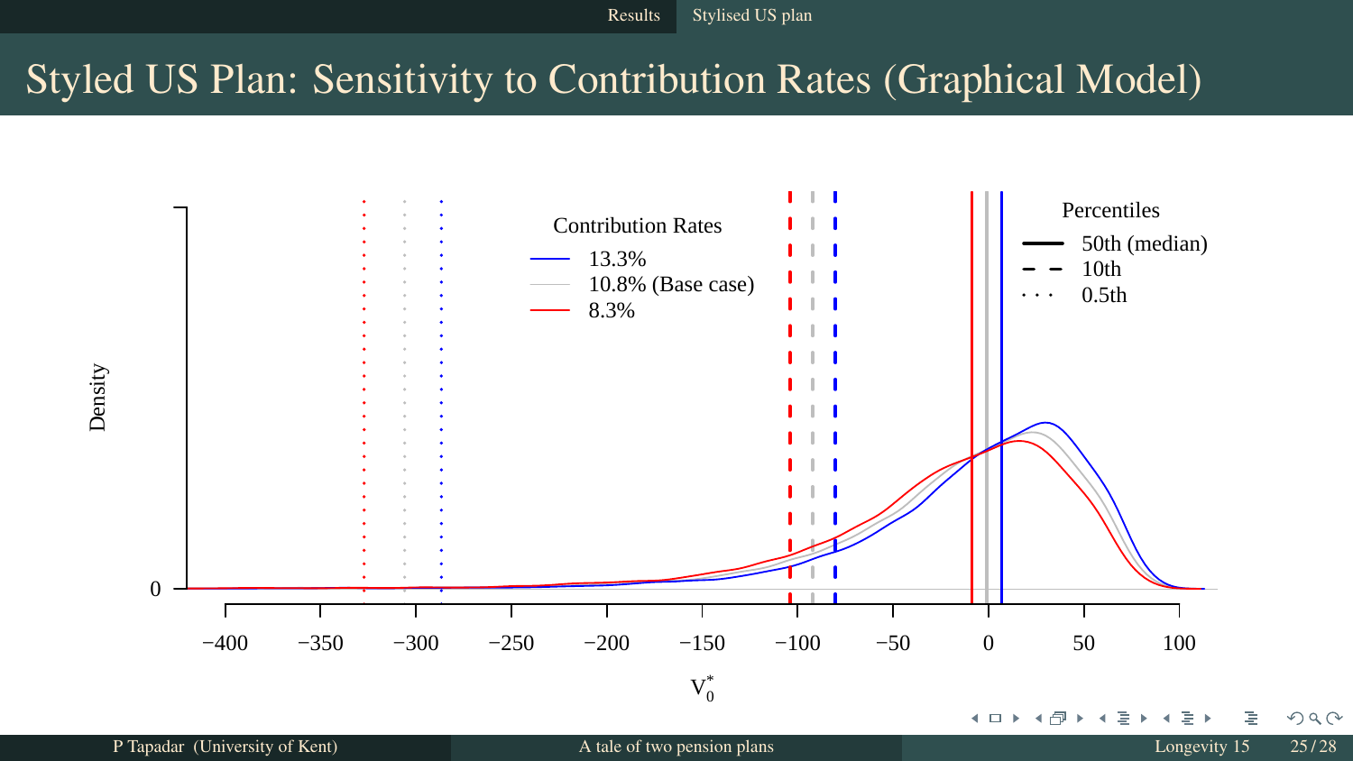# Styled US Plan: Sensitivity to Contribution Rates (Graphical Model)

Contribution Rates

- 13.3%
- 10.8% (Base case)
- 8.3%

Percentiles

- 50th (median)
- 10th
- 0.5th

Density

0

−400 −350 −300 −250 −200 −150 −100 −50 0 50 100

$V_0^*$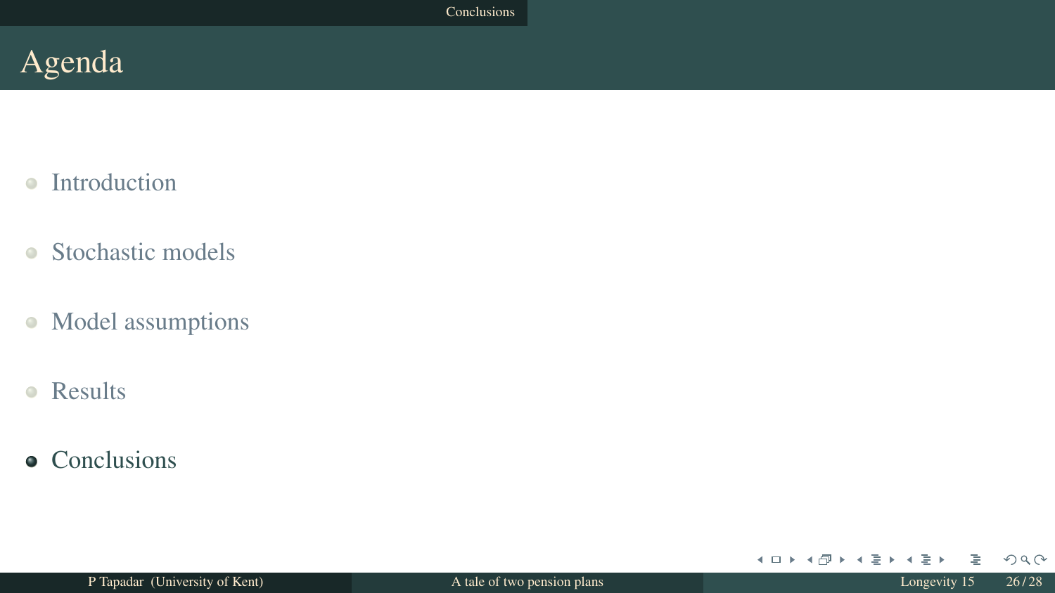# Agenda

- Introduction
- Stochastic models
- Model assumptions
- Results
- Conclusions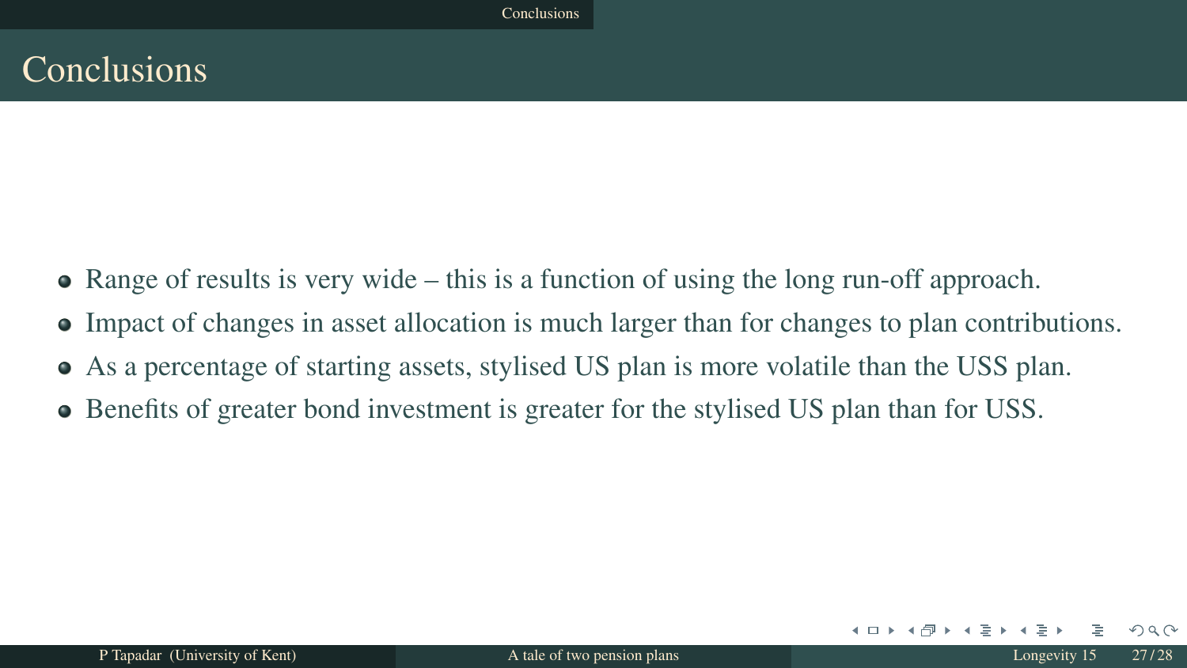# Conclusions

- Range of results is very wide – this is a function of using the long run-off approach.
- Impact of changes in asset allocation is much larger than for changes to plan contributions.
- As a percentage of starting assets, stylised US plan is more volatile than the USS plan.
- Benefits of greater bond investment is greater for the stylised US plan than for USS.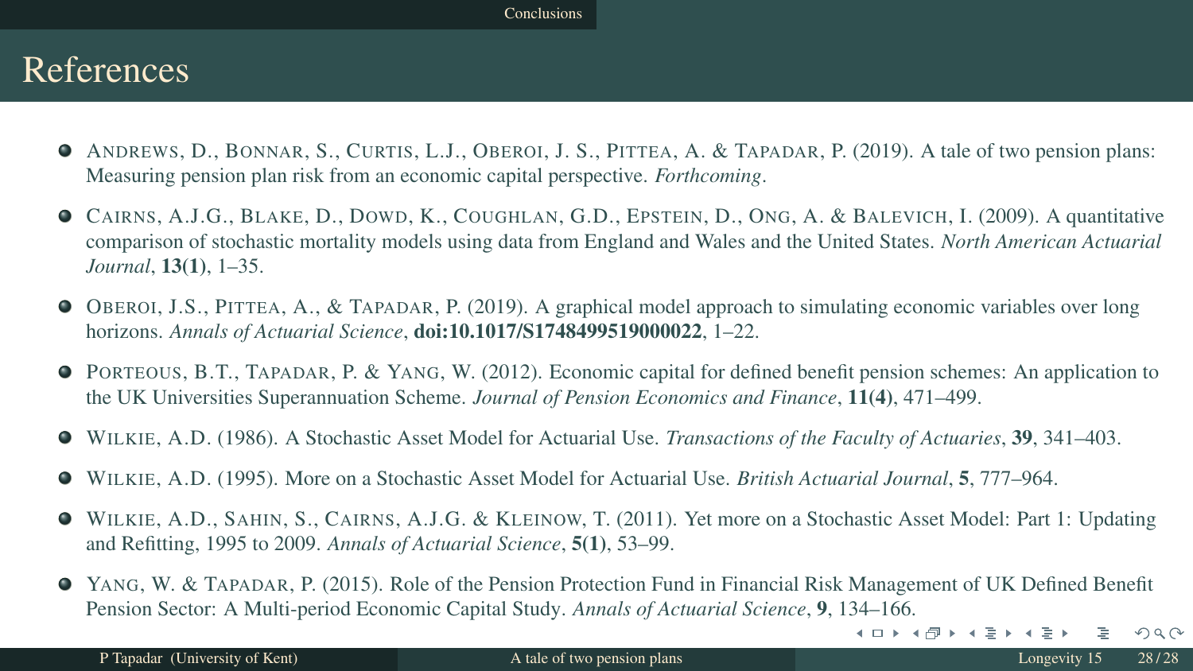# References

- Andrews, D., Bonnar, S., Curtis, L.J., Oberoi, J. S., Pittea, A. & Tapadar, P. (2019). A tale of two pension plans: Measuring pension plan risk from an economic capital perspective. *Forthcoming*.
- Cairns, A.J.G., Blake, D., Dowd, K., Coughlan, G.D., Epstein, D., Ong, A. & Balevich, I. (2009). A quantitative comparison of stochastic mortality models using data from England and Wales and the United States. *North American Actuarial Journal*, **13(1)**, 1–35.
- Oberoi, J.S., Pittea, A., & Tapadar, P. (2019). A graphical model approach to simulating economic variables over long horizons. *Annals of Actuarial Science*, **doi:10.1017/S1748499519000022**, 1–22.
- Porteous, B.T., Tapadar, P. & Yang, W. (2012). Economic capital for defined benefit pension schemes: An application to the UK Universities Superannuation Scheme. *Journal of Pension Economics and Finance*, **11(4)**, 471–499.
- Wilkie, A.D. (1986). A Stochastic Asset Model for Actuarial Use. *Transactions of the Faculty of Actuaries*, **39**, 341–403.
- Wilkie, A.D. (1995). More on a Stochastic Asset Model for Actuarial Use. *British Actuarial Journal*, **5**, 777–964.
- Wilkie, A.D., Sahin, S., Cairns, A.J.G. & Kleinow, T. (2011). Yet more on a Stochastic Asset Model: Part 1: Updating and Refitting, 1995 to 2009. *Annals of Actuarial Science*, **5(1)**, 53–99.
- Yang, W. & Tapadar, P. (2015). Role of the Pension Protection Fund in Financial Risk Management of UK Defined Benefit Pension Sector: A Multi-period Economic Capital Study. *Annals of Actuarial Science*, **9**, 134–166.